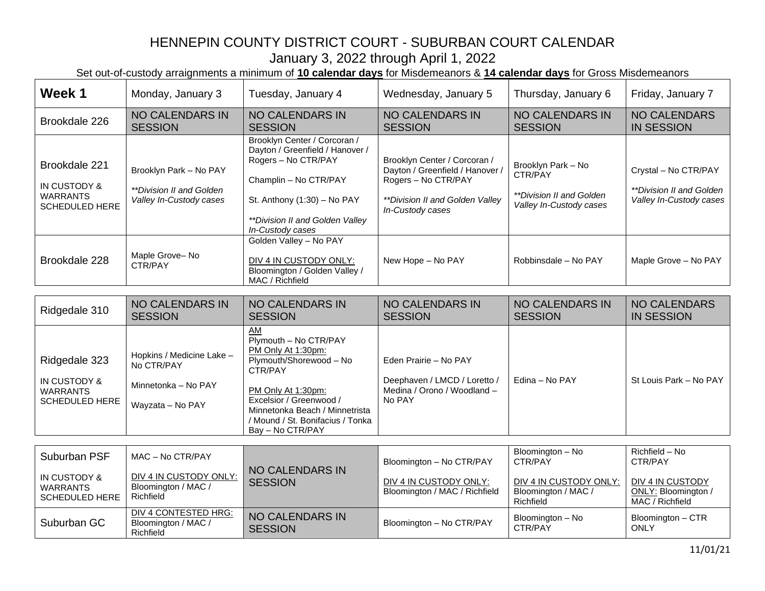# HENNEPIN COUNTY DISTRICT COURT - SUBURBAN COURT CALENDAR

January 3, 2022 through April 1, 2022

Set out-of-custody arraignments a minimum of **10 calendar days** for Misdemeanors & **14 calendar days** for Gross Misdemeanors

| **Week 1** | Monday, January 3 | Tuesday, January 4 | Wednesday, January 5 | Thursday, January 6 | Friday, January 7 |
|---|---|---|---|---|---|
| Brookdale 226 | NO CALENDARS IN SESSION | NO CALENDARS IN SESSION | NO CALENDARS IN SESSION | NO CALENDARS IN SESSION | NO CALENDARS IN SESSION |
| Brookdale 221<br><br>IN CUSTODY & WARRANTS SCHEDULED HERE | Brooklyn Park – No PAY<br><br>*\*\*Division II and Golden Valley In-Custody cases* | Brooklyn Center / Corcoran / Dayton / Greenfield / Hanover / Rogers – No CTR/PAY<br><br>Champlin – No CTR/PAY<br><br>St. Anthony (1:30) – No PAY<br><br>*\*\*Division II and Golden Valley In-Custody cases* | Brooklyn Center / Corcoran / Dayton / Greenfield / Hanover / Rogers – No CTR/PAY<br><br>*\*\*Division II and Golden Valley In-Custody cases* | Brooklyn Park – No CTR/PAY<br><br>*\*\*Division II and Golden Valley In-Custody cases* | Crystal – No CTR/PAY<br><br>*\*\*Division II and Golden Valley In-Custody cases* |
| Brookdale 228 | Maple Grove– No CTR/PAY | Golden Valley – No PAY<br><br>DIV 4 IN CUSTODY ONLY: Bloomington / Golden Valley / MAC / Richfield | New Hope – No PAY | Robbinsdale – No PAY | Maple Grove – No PAY |
| Ridgedale 310 | NO CALENDARS IN SESSION | NO CALENDARS IN SESSION | NO CALENDARS IN SESSION | NO CALENDARS IN SESSION | NO CALENDARS IN SESSION |
| Ridgedale 323<br><br>IN CUSTODY & WARRANTS SCHEDULED HERE | Hopkins / Medicine Lake – No CTR/PAY<br><br>Minnetonka – No PAY<br><br>Wayzata – No PAY | AM<br>Plymouth – No CTR/PAY<br>PM Only At 1:30pm:<br>Plymouth/Shorewood – No CTR/PAY<br><br>PM Only At 1:30pm:<br>Excelsior / Greenwood / Minnetonka Beach / Minnetrista / Mound / St. Bonifacius / Tonka Bay – No CTR/PAY | Eden Prairie – No PAY<br><br>Deephaven / LMCD / Loretto / Medina / Orono / Woodland – No PAY | Edina – No PAY | St Louis Park – No PAY |
| Suburban PSF<br><br>IN CUSTODY & WARRANTS SCHEDULED HERE | MAC – No CTR/PAY<br><br>DIV 4 IN CUSTODY ONLY: Bloomington / MAC / Richfield | NO CALENDARS IN SESSION | Bloomington – No CTR/PAY<br><br>DIV 4 IN CUSTODY ONLY: Bloomington / MAC / Richfield | Bloomington – No CTR/PAY<br><br>DIV 4 IN CUSTODY ONLY: Bloomington / MAC / Richfield | Richfield – No CTR/PAY<br><br>DIV 4 IN CUSTODY ONLY: Bloomington / MAC / Richfield |
| Suburban GC | DIV 4 CONTESTED HRG: Bloomington / MAC / Richfield | NO CALENDARS IN SESSION | Bloomington – No CTR/PAY | Bloomington – No CTR/PAY | Bloomington – CTR ONLY |

11/01/21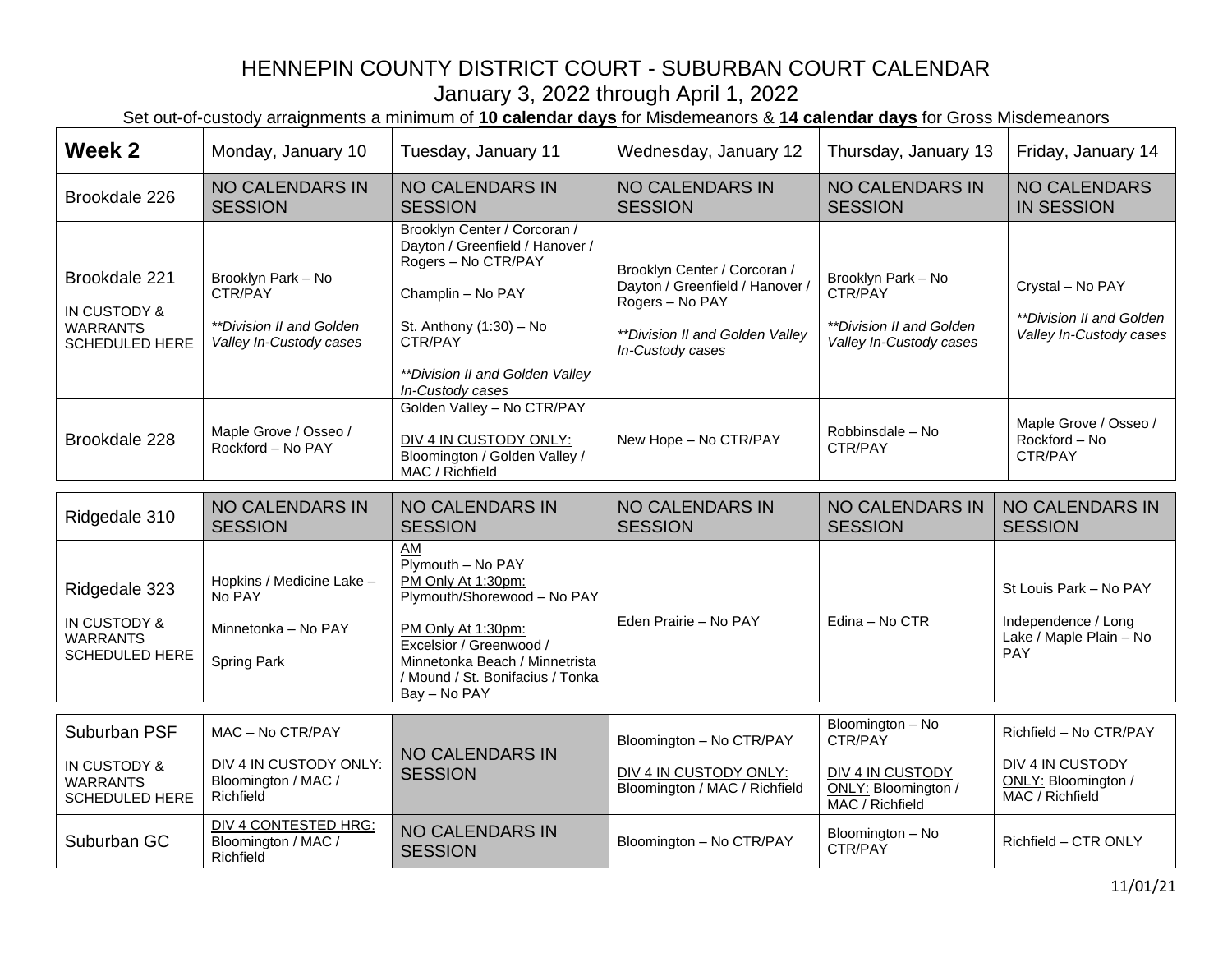# HENNEPIN COUNTY DISTRICT COURT - SUBURBAN COURT CALENDAR

January 3, 2022 through April 1, 2022

Set out-of-custody arraignments a minimum of **10 calendar days** for Misdemeanors & **14 calendar days** for Gross Misdemeanors

| **Week 2** | Monday, January 10 | Tuesday, January 11 | Wednesday, January 12 | Thursday, January 13 | Friday, January 14 |
|---|---|---|---|---|---|
| Brookdale 226 | NO CALENDARS IN SESSION | NO CALENDARS IN SESSION | NO CALENDARS IN SESSION | NO CALENDARS IN SESSION | NO CALENDARS IN SESSION |
| Brookdale 221<br><br>IN CUSTODY & WARRANTS SCHEDULED HERE | Brooklyn Park – No CTR/PAY<br><br>*\*\*Division II and Golden Valley In-Custody cases* | Brooklyn Center / Corcoran / Dayton / Greenfield / Hanover / Rogers – No CTR/PAY<br><br>Champlin – No PAY<br><br>St. Anthony (1:30) – No CTR/PAY<br><br>*\*\*Division II and Golden Valley In-Custody cases* | Brooklyn Center / Corcoran / Dayton / Greenfield / Hanover / Rogers – No PAY<br><br>*\*\*Division II and Golden Valley In-Custody cases* | Brooklyn Park – No CTR/PAY<br><br>*\*\*Division II and Golden Valley In-Custody cases* | Crystal – No PAY<br><br>*\*\*Division II and Golden Valley In-Custody cases* |
| Brookdale 228 | Maple Grove / Osseo / Rockford – No PAY | Golden Valley – No CTR/PAY<br><br>DIV 4 IN CUSTODY ONLY: Bloomington / Golden Valley / MAC / Richfield | New Hope – No CTR/PAY | Robbinsdale – No CTR/PAY | Maple Grove / Osseo / Rockford – No CTR/PAY |
| Ridgedale 310 | NO CALENDARS IN SESSION | NO CALENDARS IN SESSION | NO CALENDARS IN SESSION | NO CALENDARS IN SESSION | NO CALENDARS IN SESSION |
| Ridgedale 323<br><br>IN CUSTODY & WARRANTS SCHEDULED HERE | Hopkins / Medicine Lake – No PAY<br><br>Minnetonka – No PAY<br><br>Spring Park | AM<br>Plymouth – No PAY<br>PM Only At 1:30pm:<br>Plymouth/Shorewood – No PAY<br><br>PM Only At 1:30pm:<br>Excelsior / Greenwood / Minnetonka Beach / Minnetrista / Mound / St. Bonifacius / Tonka Bay – No PAY | Eden Prairie – No PAY | Edina – No CTR | St Louis Park – No PAY<br><br>Independence / Long Lake / Maple Plain – No PAY |
| Suburban PSF<br><br>IN CUSTODY & WARRANTS SCHEDULED HERE | MAC – No CTR/PAY<br><br>DIV 4 IN CUSTODY ONLY: Bloomington / MAC / Richfield | NO CALENDARS IN SESSION | Bloomington – No CTR/PAY<br><br>DIV 4 IN CUSTODY ONLY: Bloomington / MAC / Richfield | Bloomington – No CTR/PAY<br><br>DIV 4 IN CUSTODY ONLY: Bloomington / MAC / Richfield | Richfield – No CTR/PAY<br><br>DIV 4 IN CUSTODY ONLY: Bloomington / MAC / Richfield |
| Suburban GC | DIV 4 CONTESTED HRG: Bloomington / MAC / Richfield | NO CALENDARS IN SESSION | Bloomington – No CTR/PAY | Bloomington – No CTR/PAY | Richfield – CTR ONLY |

11/01/21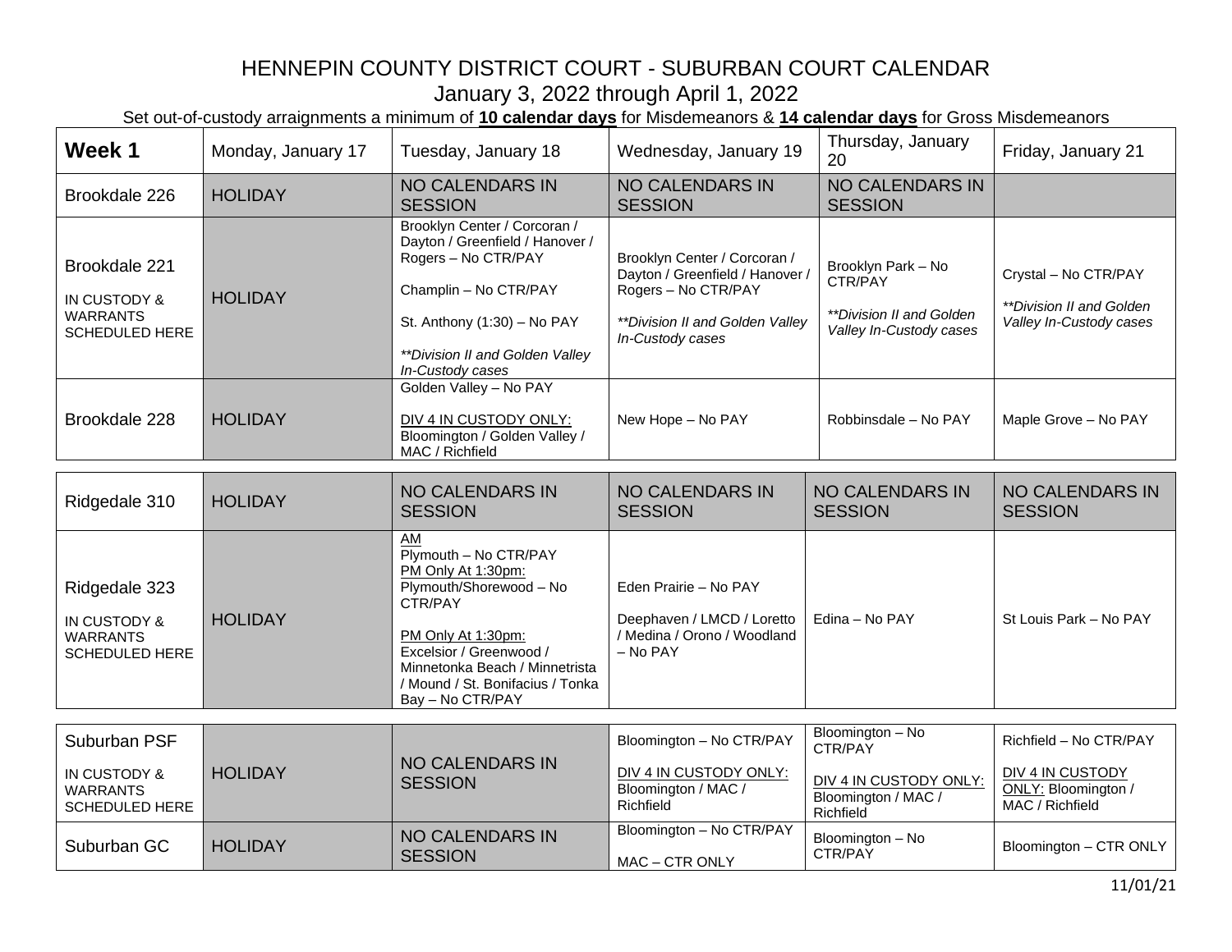# HENNEPIN COUNTY DISTRICT COURT - SUBURBAN COURT CALENDAR

January 3, 2022 through April 1, 2022

Set out-of-custody arraignments a minimum of **10 calendar days** for Misdemeanors & **14 calendar days** for Gross Misdemeanors

| **Week 1** | Monday, January 17 | Tuesday, January 18 | Wednesday, January 19 | Thursday, January 20 | Friday, January 21 |
|---|---|---|---|---|---|
| Brookdale 226 | HOLIDAY | NO CALENDARS IN SESSION | NO CALENDARS IN SESSION | NO CALENDARS IN SESSION | |
| Brookdale 221<br><br>IN CUSTODY & WARRANTS SCHEDULED HERE | HOLIDAY | Brooklyn Center / Corcoran / Dayton / Greenfield / Hanover / Rogers – No CTR/PAY<br><br>Champlin – No CTR/PAY<br><br>St. Anthony (1:30) – No PAY<br><br>*\*\*Division II and Golden Valley In-Custody cases* | Brooklyn Center / Corcoran / Dayton / Greenfield / Hanover / Rogers – No CTR/PAY<br><br>*\*\*Division II and Golden Valley In-Custody cases* | Brooklyn Park – No CTR/PAY<br><br>*\*\*Division II and Golden Valley In-Custody cases* | Crystal – No CTR/PAY<br><br>*\*\*Division II and Golden Valley In-Custody cases* |
| Brookdale 228 | HOLIDAY | Golden Valley – No PAY<br><br>DIV 4 IN CUSTODY ONLY: Bloomington / Golden Valley / MAC / Richfield | New Hope – No PAY | Robbinsdale – No PAY | Maple Grove – No PAY |
| Ridgedale 310 | HOLIDAY | NO CALENDARS IN SESSION | NO CALENDARS IN SESSION | NO CALENDARS IN SESSION | NO CALENDARS IN SESSION |
| Ridgedale 323<br><br>IN CUSTODY & WARRANTS SCHEDULED HERE | HOLIDAY | AM<br>Plymouth – No CTR/PAY<br>PM Only At 1:30pm:<br>Plymouth/Shorewood – No CTR/PAY<br><br>PM Only At 1:30pm:<br>Excelsior / Greenwood / Minnetonka Beach / Minnetrista / Mound / St. Bonifacius / Tonka Bay – No CTR/PAY | Eden Prairie – No PAY<br><br>Deephaven / LMCD / Loretto / Medina / Orono / Woodland – No PAY | Edina – No PAY | St Louis Park – No PAY |
| Suburban PSF<br><br>IN CUSTODY & WARRANTS SCHEDULED HERE | HOLIDAY | NO CALENDARS IN SESSION | Bloomington – No CTR/PAY<br><br>DIV 4 IN CUSTODY ONLY: Bloomington / MAC / Richfield | Bloomington – No CTR/PAY<br><br>DIV 4 IN CUSTODY ONLY: Bloomington / MAC / Richfield | Richfield – No CTR/PAY<br><br>DIV 4 IN CUSTODY ONLY: Bloomington / MAC / Richfield |
| Suburban GC | HOLIDAY | NO CALENDARS IN SESSION | Bloomington – No CTR/PAY<br><br>MAC – CTR ONLY | Bloomington – No CTR/PAY | Bloomington – CTR ONLY |

11/01/21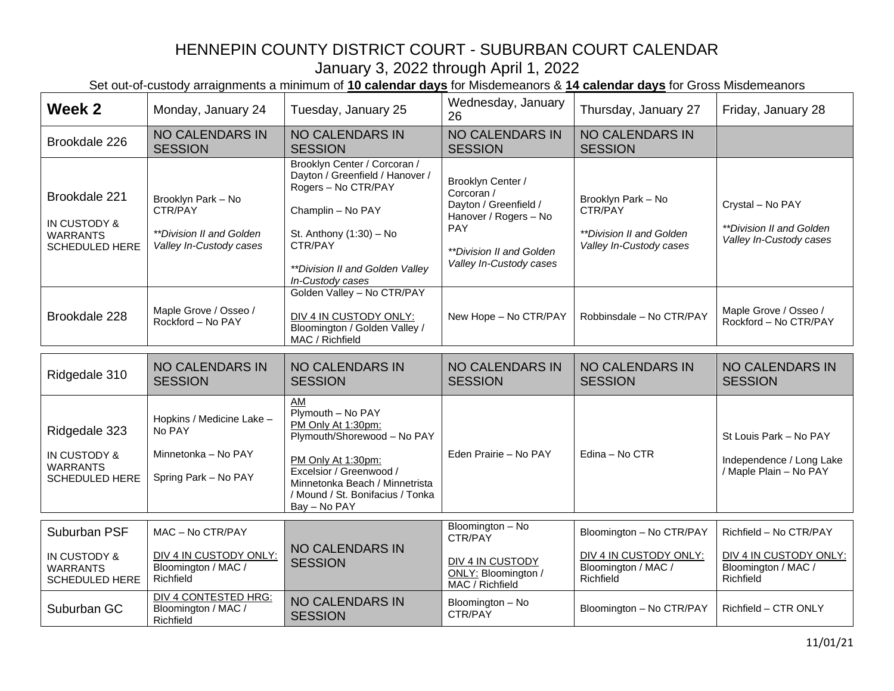# HENNEPIN COUNTY DISTRICT COURT - SUBURBAN COURT CALENDAR

January 3, 2022 through April 1, 2022

Set out-of-custody arraignments a minimum of **10 calendar days** for Misdemeanors & **14 calendar days** for Gross Misdemeanors

| **Week 2** | Monday, January 24 | Tuesday, January 25 | Wednesday, January 26 | Thursday, January 27 | Friday, January 28 |
|---|---|---|---|---|---|
| Brookdale 226 | NO CALENDARS IN SESSION | NO CALENDARS IN SESSION | NO CALENDARS IN SESSION | NO CALENDARS IN SESSION | |
| Brookdale 221<br><br>IN CUSTODY & WARRANTS SCHEDULED HERE | Brooklyn Park – No CTR/PAY<br><br>*\*\*Division II and Golden Valley In-Custody cases* | Brooklyn Center / Corcoran / Dayton / Greenfield / Hanover / Rogers – No CTR/PAY<br><br>Champlin – No PAY<br><br>St. Anthony (1:30) – No CTR/PAY<br><br>*\*\*Division II and Golden Valley In-Custody cases* | Brooklyn Center / Corcoran / Dayton / Greenfield / Hanover / Rogers – No PAY<br><br>*\*\*Division II and Golden Valley In-Custody cases* | Brooklyn Park – No CTR/PAY<br><br>*\*\*Division II and Golden Valley In-Custody cases* | Crystal – No PAY<br><br>*\*\*Division II and Golden Valley In-Custody cases* |
| Brookdale 228 | Maple Grove / Osseo / Rockford – No PAY | Golden Valley – No CTR/PAY<br><br>DIV 4 IN CUSTODY ONLY: Bloomington / Golden Valley / MAC / Richfield | New Hope – No CTR/PAY | Robbinsdale – No CTR/PAY | Maple Grove / Osseo / Rockford – No CTR/PAY |
| Ridgedale 310 | NO CALENDARS IN SESSION | NO CALENDARS IN SESSION | NO CALENDARS IN SESSION | NO CALENDARS IN SESSION | NO CALENDARS IN SESSION |
| Ridgedale 323<br><br>IN CUSTODY & WARRANTS SCHEDULED HERE | Hopkins / Medicine Lake – No PAY<br><br>Minnetonka – No PAY<br><br>Spring Park – No PAY | AM<br>Plymouth – No PAY<br>PM Only At 1:30pm:<br>Plymouth/Shorewood – No PAY<br><br>PM Only At 1:30pm:<br>Excelsior / Greenwood / Minnetonka Beach / Minnetrista / Mound / St. Bonifacius / Tonka Bay – No PAY | Eden Prairie – No PAY | Edina – No CTR | St Louis Park – No PAY<br><br>Independence / Long Lake / Maple Plain – No PAY |
| Suburban PSF<br><br>IN CUSTODY & WARRANTS SCHEDULED HERE | MAC – No CTR/PAY<br><br>DIV 4 IN CUSTODY ONLY: Bloomington / MAC / Richfield | NO CALENDARS IN SESSION | Bloomington – No CTR/PAY<br><br>DIV 4 IN CUSTODY ONLY: Bloomington / MAC / Richfield | Bloomington – No CTR/PAY<br><br>DIV 4 IN CUSTODY ONLY: Bloomington / MAC / Richfield | Richfield – No CTR/PAY<br><br>DIV 4 IN CUSTODY ONLY: Bloomington / MAC / Richfield |
| Suburban GC | DIV 4 CONTESTED HRG: Bloomington / MAC / Richfield | NO CALENDARS IN SESSION | Bloomington – No CTR/PAY | Bloomington – No CTR/PAY | Richfield – CTR ONLY |

11/01/21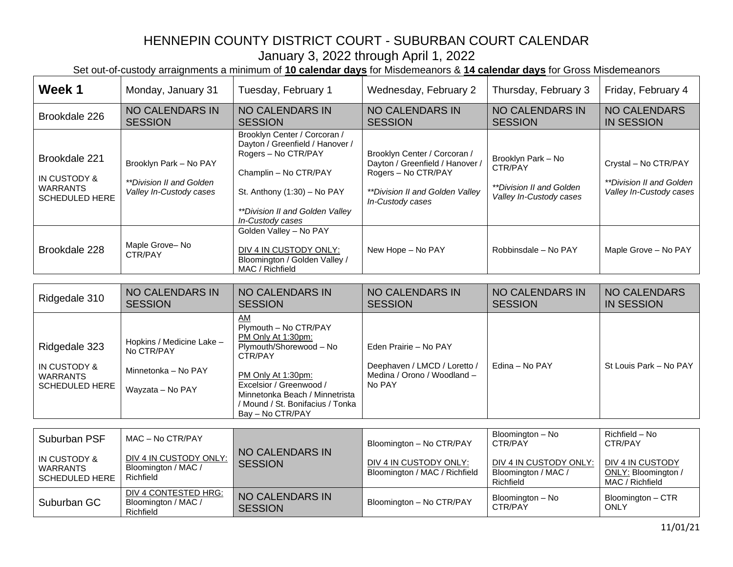# HENNEPIN COUNTY DISTRICT COURT - SUBURBAN COURT CALENDAR

January 3, 2022 through April 1, 2022

Set out-of-custody arraignments a minimum of **10 calendar days** for Misdemeanors & **14 calendar days** for Gross Misdemeanors

| **Week 1** | Monday, January 31 | Tuesday, February 1 | Wednesday, February 2 | Thursday, February 3 | Friday, February 4 |
|---|---|---|---|---|---|
| Brookdale 226 | NO CALENDARS IN SESSION | NO CALENDARS IN SESSION | NO CALENDARS IN SESSION | NO CALENDARS IN SESSION | NO CALENDARS IN SESSION |
| Brookdale 221<br><br>IN CUSTODY & WARRANTS SCHEDULED HERE | Brooklyn Park – No PAY<br><br>*\*\*Division II and Golden Valley In-Custody cases* | Brooklyn Center / Corcoran / Dayton / Greenfield / Hanover / Rogers – No CTR/PAY<br><br>Champlin – No CTR/PAY<br><br>St. Anthony (1:30) – No PAY<br><br>*\*\*Division II and Golden Valley In-Custody cases* | Brooklyn Center / Corcoran / Dayton / Greenfield / Hanover / Rogers – No CTR/PAY<br><br>*\*\*Division II and Golden Valley In-Custody cases* | Brooklyn Park – No CTR/PAY<br><br>*\*\*Division II and Golden Valley In-Custody cases* | Crystal – No CTR/PAY<br><br>*\*\*Division II and Golden Valley In-Custody cases* |
| Brookdale 228 | Maple Grove– No CTR/PAY | Golden Valley – No PAY<br><br><u>DIV 4 IN CUSTODY ONLY:</u> Bloomington / Golden Valley / MAC / Richfield | New Hope – No PAY | Robbinsdale – No PAY | Maple Grove – No PAY |
| Ridgedale 310 | NO CALENDARS IN SESSION | NO CALENDARS IN SESSION | NO CALENDARS IN SESSION | NO CALENDARS IN SESSION | NO CALENDARS IN SESSION |
| Ridgedale 323<br><br>IN CUSTODY & WARRANTS SCHEDULED HERE | Hopkins / Medicine Lake – No CTR/PAY<br><br>Minnetonka – No PAY<br><br>Wayzata – No PAY | <u>AM</u><br>Plymouth – No CTR/PAY<br><u>PM Only At 1:30pm:</u><br>Plymouth/Shorewood – No CTR/PAY<br><br><u>PM Only At 1:30pm:</u><br>Excelsior / Greenwood / Minnetonka Beach / Minnetrista / Mound / St. Bonifacius / Tonka Bay – No CTR/PAY | Eden Prairie – No PAY<br><br>Deephaven / LMCD / Loretto / Medina / Orono / Woodland – No PAY | Edina – No PAY | St Louis Park – No PAY |
| Suburban PSF<br><br>IN CUSTODY & WARRANTS SCHEDULED HERE | MAC – No CTR/PAY<br><br><u>DIV 4 IN CUSTODY ONLY:</u> Bloomington / MAC / Richfield | NO CALENDARS IN SESSION | Bloomington – No CTR/PAY<br><br><u>DIV 4 IN CUSTODY ONLY:</u> Bloomington / MAC / Richfield | Bloomington – No CTR/PAY<br><br><u>DIV 4 IN CUSTODY ONLY:</u> Bloomington / MAC / Richfield | Richfield – No CTR/PAY<br><br><u>DIV 4 IN CUSTODY ONLY:</u> Bloomington / MAC / Richfield |
| Suburban GC | <u>DIV 4 CONTESTED HRG:</u> Bloomington / MAC / Richfield | NO CALENDARS IN SESSION | Bloomington – No CTR/PAY | Bloomington – No CTR/PAY | Bloomington – CTR ONLY |

11/01/21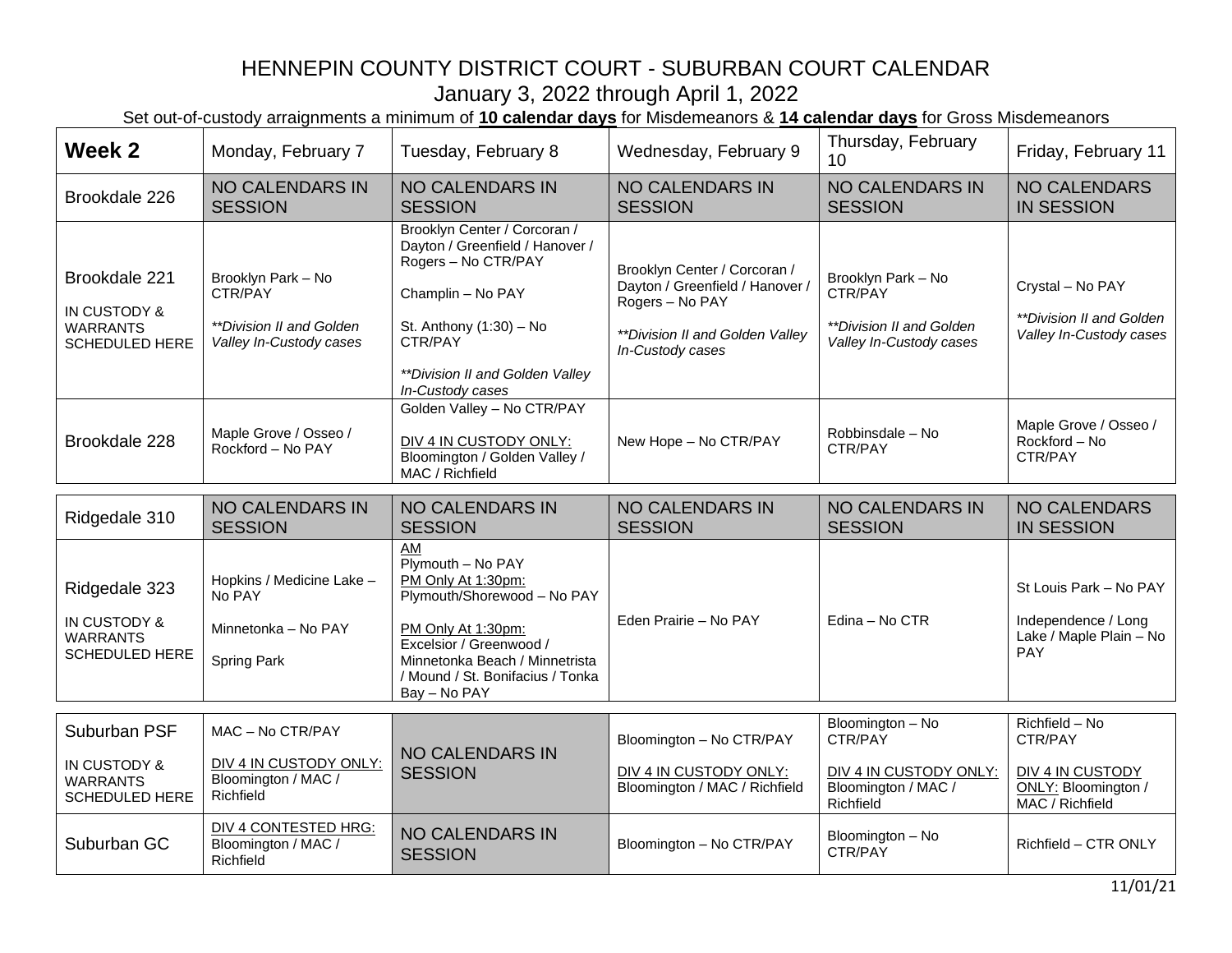# HENNEPIN COUNTY DISTRICT COURT - SUBURBAN COURT CALENDAR

## January 3, 2022 through April 1, 2022

Set out-of-custody arraignments a minimum of **10 calendar days** for Misdemeanors & **14 calendar days** for Gross Misdemeanors

| **Week 2** | Monday, February 7 | Tuesday, February 8 | Wednesday, February 9 | Thursday, February 10 | Friday, February 11 |
|---|---|---|---|---|---|
| Brookdale 226 | NO CALENDARS IN SESSION | NO CALENDARS IN SESSION | NO CALENDARS IN SESSION | NO CALENDARS IN SESSION | NO CALENDARS IN SESSION |
| Brookdale 221<br><br>IN CUSTODY & WARRANTS SCHEDULED HERE | Brooklyn Park – No CTR/PAY<br><br>*\*\*Division II and Golden Valley In-Custody cases* | Brooklyn Center / Corcoran / Dayton / Greenfield / Hanover / Rogers – No CTR/PAY<br><br>Champlin – No PAY<br><br>St. Anthony (1:30) – No CTR/PAY<br><br>*\*\*Division II and Golden Valley In-Custody cases* | Brooklyn Center / Corcoran / Dayton / Greenfield / Hanover / Rogers – No PAY<br><br>*\*\*Division II and Golden Valley In-Custody cases* | Brooklyn Park – No CTR/PAY<br><br>*\*\*Division II and Golden Valley In-Custody cases* | Crystal – No PAY<br><br>*\*\*Division II and Golden Valley In-Custody cases* |
| Brookdale 228 | Maple Grove / Osseo / Rockford – No PAY | Golden Valley – No CTR/PAY<br><br><u>DIV 4 IN CUSTODY ONLY:</u> Bloomington / Golden Valley / MAC / Richfield | New Hope – No CTR/PAY | Robbinsdale – No CTR/PAY | Maple Grove / Osseo / Rockford – No CTR/PAY |
| Ridgedale 310 | NO CALENDARS IN SESSION | NO CALENDARS IN SESSION | NO CALENDARS IN SESSION | NO CALENDARS IN SESSION | NO CALENDARS IN SESSION |
| Ridgedale 323<br><br>IN CUSTODY & WARRANTS SCHEDULED HERE | Hopkins / Medicine Lake – No PAY<br><br>Minnetonka – No PAY<br><br>Spring Park | <u>AM</u><br>Plymouth – No PAY<br><u>PM Only At 1:30pm:</u><br>Plymouth/Shorewood – No PAY<br><br><u>PM Only At 1:30pm:</u><br>Excelsior / Greenwood / Minnetonka Beach / Minnetrista / Mound / St. Bonifacius / Tonka Bay – No PAY | Eden Prairie – No PAY | Edina – No CTR | St Louis Park – No PAY<br><br>Independence / Long Lake / Maple Plain – No PAY |
| Suburban PSF<br><br>IN CUSTODY & WARRANTS SCHEDULED HERE | MAC – No CTR/PAY<br><br><u>DIV 4 IN CUSTODY ONLY:</u> Bloomington / MAC / Richfield | NO CALENDARS IN SESSION | Bloomington – No CTR/PAY<br><br><u>DIV 4 IN CUSTODY ONLY:</u> Bloomington / MAC / Richfield | Bloomington – No CTR/PAY<br><br><u>DIV 4 IN CUSTODY ONLY:</u> Bloomington / MAC / Richfield | Richfield – No CTR/PAY<br><br><u>DIV 4 IN CUSTODY ONLY:</u> Bloomington / MAC / Richfield |
| Suburban GC | <u>DIV 4 CONTESTED HRG:</u> Bloomington / MAC / Richfield | NO CALENDARS IN SESSION | Bloomington – No CTR/PAY | Bloomington – No CTR/PAY | Richfield – CTR ONLY |

11/01/21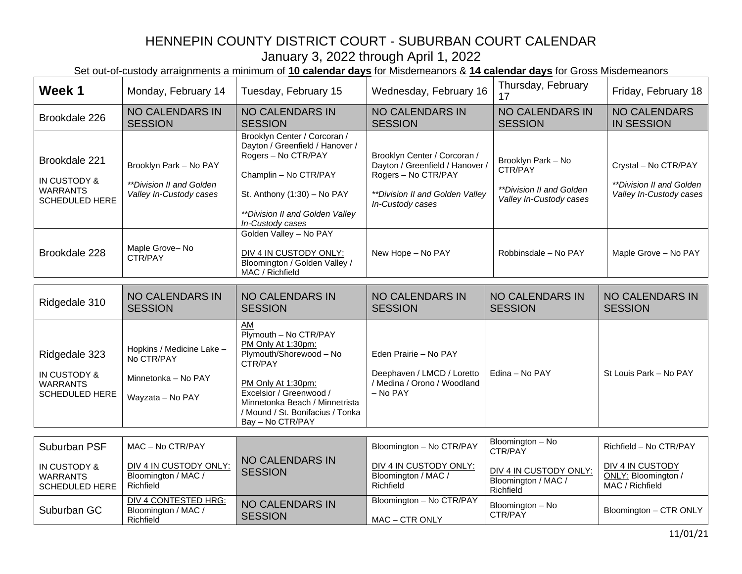# HENNEPIN COUNTY DISTRICT COURT - SUBURBAN COURT CALENDAR

January 3, 2022 through April 1, 2022

Set out-of-custody arraignments a minimum of **10 calendar days** for Misdemeanors & **14 calendar days** for Gross Misdemeanors

| **Week 1** | Monday, February 14 | Tuesday, February 15 | Wednesday, February 16 | Thursday, February 17 | Friday, February 18 |
|---|---|---|---|---|---|
| Brookdale 226 | NO CALENDARS IN SESSION | NO CALENDARS IN SESSION | NO CALENDARS IN SESSION | NO CALENDARS IN SESSION | NO CALENDARS IN SESSION |
| Brookdale 221<br><br>IN CUSTODY & WARRANTS SCHEDULED HERE | Brooklyn Park – No PAY<br><br>*\*\*Division II and Golden Valley In-Custody cases* | Brooklyn Center / Corcoran / Dayton / Greenfield / Hanover / Rogers – No CTR/PAY<br><br>Champlin – No CTR/PAY<br><br>St. Anthony (1:30) – No PAY<br><br>*\*\*Division II and Golden Valley In-Custody cases* | Brooklyn Center / Corcoran / Dayton / Greenfield / Hanover / Rogers – No CTR/PAY<br><br>*\*\*Division II and Golden Valley In-Custody cases* | Brooklyn Park – No CTR/PAY<br><br>*\*\*Division II and Golden Valley In-Custody cases* | Crystal – No CTR/PAY<br><br>*\*\*Division II and Golden Valley In-Custody cases* |
| Brookdale 228 | Maple Grove– No CTR/PAY | Golden Valley – No PAY<br><br><u>DIV 4 IN CUSTODY ONLY:</u> Bloomington / Golden Valley / MAC / Richfield | New Hope – No PAY | Robbinsdale – No PAY | Maple Grove – No PAY |
| Ridgedale 310 | NO CALENDARS IN SESSION | NO CALENDARS IN SESSION | NO CALENDARS IN SESSION | NO CALENDARS IN SESSION | NO CALENDARS IN SESSION |
| Ridgedale 323<br><br>IN CUSTODY & WARRANTS SCHEDULED HERE | Hopkins / Medicine Lake – No CTR/PAY<br><br>Minnetonka – No PAY<br><br>Wayzata – No PAY | <u>AM</u><br>Plymouth – No CTR/PAY<br><u>PM Only At 1:30pm:</u><br>Plymouth/Shorewood – No CTR/PAY<br><br><u>PM Only At 1:30pm:</u><br>Excelsior / Greenwood / Minnetonka Beach / Minnetrista / Mound / St. Bonifacius / Tonka Bay – No CTR/PAY | Eden Prairie – No PAY<br><br>Deephaven / LMCD / Loretto / Medina / Orono / Woodland – No PAY | Edina – No PAY | St Louis Park – No PAY |
| Suburban PSF<br><br>IN CUSTODY & WARRANTS SCHEDULED HERE | MAC – No CTR/PAY<br><br><u>DIV 4 IN CUSTODY ONLY:</u> Bloomington / MAC / Richfield | NO CALENDARS IN SESSION | Bloomington – No CTR/PAY<br><br><u>DIV 4 IN CUSTODY ONLY:</u> Bloomington / MAC / Richfield | Bloomington – No CTR/PAY<br><br><u>DIV 4 IN CUSTODY ONLY:</u> Bloomington / MAC / Richfield | Richfield – No CTR/PAY<br><br><u>DIV 4 IN CUSTODY ONLY:</u> Bloomington / MAC / Richfield |
| Suburban GC | <u>DIV 4 CONTESTED HRG:</u> Bloomington / MAC / Richfield | NO CALENDARS IN SESSION | Bloomington – No CTR/PAY<br><br>MAC – CTR ONLY | Bloomington – No CTR/PAY | Bloomington – CTR ONLY |

11/01/21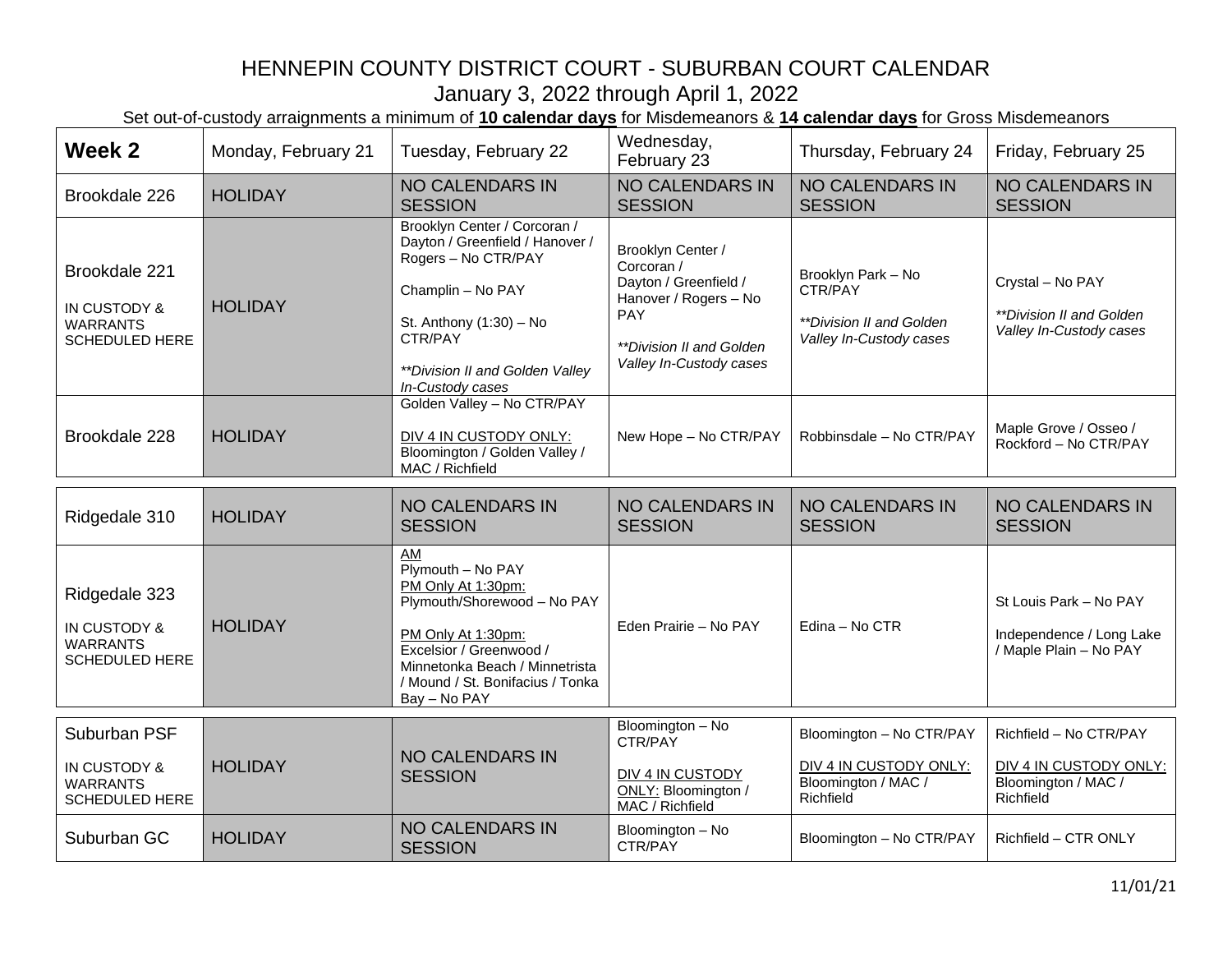# HENNEPIN COUNTY DISTRICT COURT - SUBURBAN COURT CALENDAR

## January 3, 2022 through April 1, 2022

Set out-of-custody arraignments a minimum of **10 calendar days** for Misdemeanors & **14 calendar days** for Gross Misdemeanors

| **Week 2** | Monday, February 21 | Tuesday, February 22 | Wednesday, February 23 | Thursday, February 24 | Friday, February 25 |
|---|---|---|---|---|---|
| Brookdale 226 | HOLIDAY | NO CALENDARS IN SESSION | NO CALENDARS IN SESSION | NO CALENDARS IN SESSION | NO CALENDARS IN SESSION |
| Brookdale 221<br><br>IN CUSTODY & WARRANTS SCHEDULED HERE | HOLIDAY | Brooklyn Center / Corcoran / Dayton / Greenfield / Hanover / Rogers – No CTR/PAY<br><br>Champlin – No PAY<br><br>St. Anthony (1:30) – No CTR/PAY<br><br>*\*\*Division II and Golden Valley In-Custody cases* | Brooklyn Center / Corcoran / Dayton / Greenfield / Hanover / Rogers – No PAY<br><br>*\*\*Division II and Golden Valley In-Custody cases* | Brooklyn Park – No CTR/PAY<br><br>*\*\*Division II and Golden Valley In-Custody cases* | Crystal – No PAY<br><br>*\*\*Division II and Golden Valley In-Custody cases* |
| Brookdale 228 | HOLIDAY | Golden Valley – No CTR/PAY<br><br>DIV 4 IN CUSTODY ONLY: Bloomington / Golden Valley / MAC / Richfield | New Hope – No CTR/PAY | Robbinsdale – No CTR/PAY | Maple Grove / Osseo / Rockford – No CTR/PAY |
| Ridgedale 310 | HOLIDAY | NO CALENDARS IN SESSION | NO CALENDARS IN SESSION | NO CALENDARS IN SESSION | NO CALENDARS IN SESSION |
| Ridgedale 323<br><br>IN CUSTODY & WARRANTS SCHEDULED HERE | HOLIDAY | AM<br>Plymouth – No PAY<br>PM Only At 1:30pm:<br>Plymouth/Shorewood – No PAY<br><br>PM Only At 1:30pm:<br>Excelsior / Greenwood / Minnetonka Beach / Minnetrista / Mound / St. Bonifacius / Tonka Bay – No PAY | Eden Prairie – No PAY | Edina – No CTR | St Louis Park – No PAY<br><br>Independence / Long Lake / Maple Plain – No PAY |
| Suburban PSF<br><br>IN CUSTODY & WARRANTS SCHEDULED HERE | HOLIDAY | NO CALENDARS IN SESSION | Bloomington – No CTR/PAY<br><br>DIV 4 IN CUSTODY ONLY: Bloomington / MAC / Richfield | Bloomington – No CTR/PAY<br><br>DIV 4 IN CUSTODY ONLY: Bloomington / MAC / Richfield | Richfield – No CTR/PAY<br><br>DIV 4 IN CUSTODY ONLY: Bloomington / MAC / Richfield |
| Suburban GC | HOLIDAY | NO CALENDARS IN SESSION | Bloomington – No CTR/PAY | Bloomington – No CTR/PAY | Richfield – CTR ONLY |

11/01/21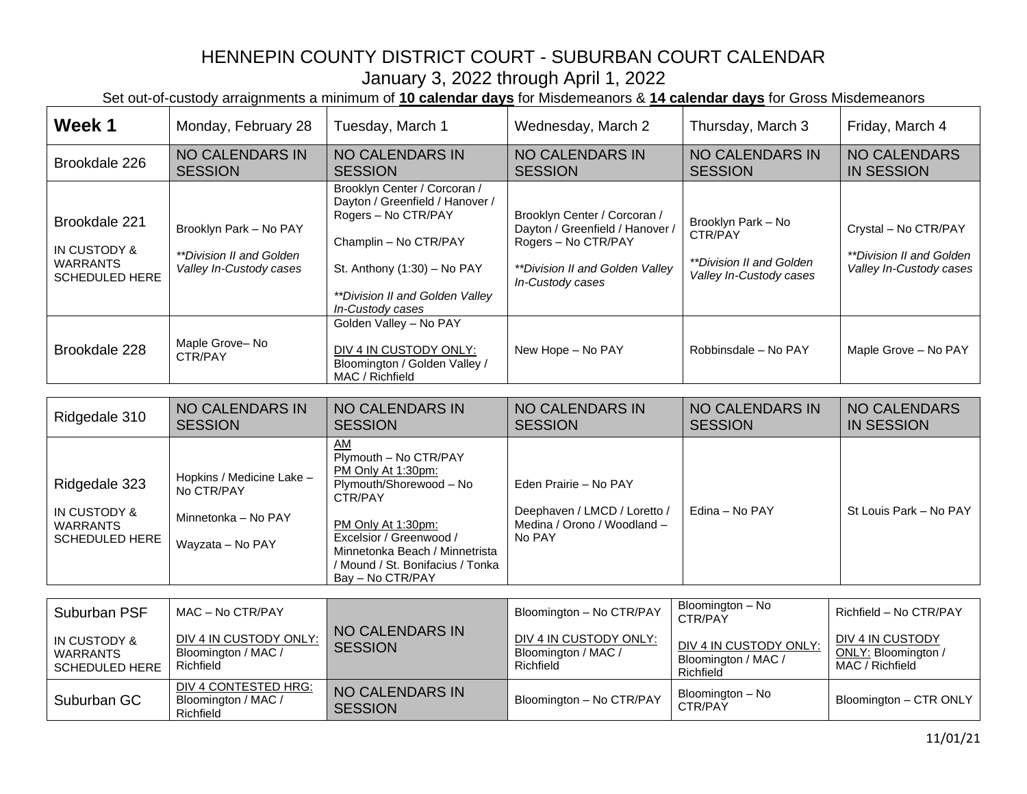# HENNEPIN COUNTY DISTRICT COURT - SUBURBAN COURT CALENDAR

January 3, 2022 through April 1, 2022

Set out-of-custody arraignments a minimum of **10 calendar days** for Misdemeanors & **14 calendar days** for Gross Misdemeanors

| **Week 1** | Monday, February 28 | Tuesday, March 1 | Wednesday, March 2 | Thursday, March 3 | Friday, March 4 |
|---|---|---|---|---|---|
| Brookdale 226 | NO CALENDARS IN SESSION | NO CALENDARS IN SESSION | NO CALENDARS IN SESSION | NO CALENDARS IN SESSION | NO CALENDARS IN SESSION |
| Brookdale 221<br><br>IN CUSTODY & WARRANTS SCHEDULED HERE | Brooklyn Park – No PAY<br><br>*\*\*Division II and Golden Valley In-Custody cases* | Brooklyn Center / Corcoran / Dayton / Greenfield / Hanover / Rogers – No CTR/PAY<br><br>Champlin – No CTR/PAY<br><br>St. Anthony (1:30) – No PAY<br><br>*\*\*Division II and Golden Valley In-Custody cases* | Brooklyn Center / Corcoran / Dayton / Greenfield / Hanover / Rogers – No CTR/PAY<br><br>*\*\*Division II and Golden Valley In-Custody cases* | Brooklyn Park – No CTR/PAY<br><br>*\*\*Division II and Golden Valley In-Custody cases* | Crystal – No CTR/PAY<br><br>*\*\*Division II and Golden Valley In-Custody cases* |
| Brookdale 228 | Maple Grove– No CTR/PAY | Golden Valley – No PAY<br><br>DIV 4 IN CUSTODY ONLY: Bloomington / Golden Valley / MAC / Richfield | New Hope – No PAY | Robbinsdale – No PAY | Maple Grove – No PAY |

| Ridgedale 310 | NO CALENDARS IN SESSION | NO CALENDARS IN SESSION | NO CALENDARS IN SESSION | NO CALENDARS IN SESSION | NO CALENDARS IN SESSION |
|---|---|---|---|---|---|
| Ridgedale 323<br><br>IN CUSTODY & WARRANTS SCHEDULED HERE | Hopkins / Medicine Lake – No CTR/PAY<br><br>Minnetonka – No PAY<br><br>Wayzata – No PAY | AM<br>Plymouth – No CTR/PAY<br>PM Only At 1:30pm:<br>Plymouth/Shorewood – No CTR/PAY<br><br>PM Only At 1:30pm:<br>Excelsior / Greenwood / Minnetonka Beach / Minnetrista / Mound / St. Bonifacius / Tonka Bay – No CTR/PAY | Eden Prairie – No PAY<br><br>Deephaven / LMCD / Loretto / Medina / Orono / Woodland – No PAY | Edina – No PAY | St Louis Park – No PAY |

| Suburban PSF<br><br>IN CUSTODY & WARRANTS SCHEDULED HERE | MAC – No CTR/PAY<br><br>DIV 4 IN CUSTODY ONLY: Bloomington / MAC / Richfield | NO CALENDARS IN SESSION | Bloomington – No CTR/PAY<br><br>DIV 4 IN CUSTODY ONLY: Bloomington / MAC / Richfield | Bloomington – No CTR/PAY<br><br>DIV 4 IN CUSTODY ONLY: Bloomington / MAC / Richfield | Richfield – No CTR/PAY<br><br>DIV 4 IN CUSTODY ONLY: Bloomington / MAC / Richfield |
|---|---|---|---|---|---|
| Suburban GC | DIV 4 CONTESTED HRG: Bloomington / MAC / Richfield | NO CALENDARS IN SESSION | Bloomington – No CTR/PAY | Bloomington – No CTR/PAY | Bloomington – CTR ONLY |

11/01/21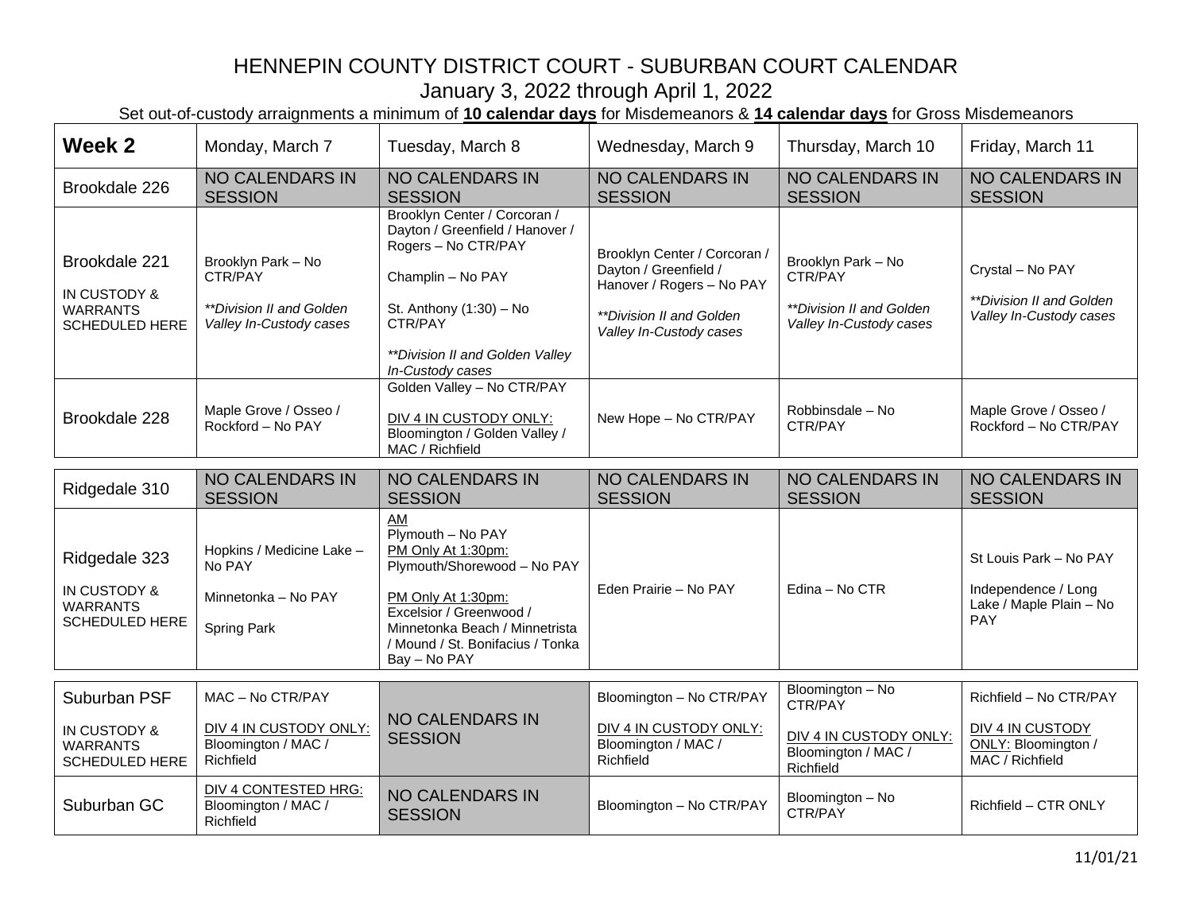# HENNEPIN COUNTY DISTRICT COURT - SUBURBAN COURT CALENDAR

January 3, 2022 through April 1, 2022

Set out-of-custody arraignments a minimum of **10 calendar days** for Misdemeanors & **14 calendar days** for Gross Misdemeanors

| **Week 2** | Monday, March 7 | Tuesday, March 8 | Wednesday, March 9 | Thursday, March 10 | Friday, March 11 |
|---|---|---|---|---|---|
| Brookdale 226 | NO CALENDARS IN SESSION | NO CALENDARS IN SESSION | NO CALENDARS IN SESSION | NO CALENDARS IN SESSION | NO CALENDARS IN SESSION |
| Brookdale 221<br><br>IN CUSTODY & WARRANTS SCHEDULED HERE | Brooklyn Park – No CTR/PAY<br><br>*\*\*Division II and Golden Valley In-Custody cases* | Brooklyn Center / Corcoran / Dayton / Greenfield / Hanover / Rogers – No CTR/PAY<br><br>Champlin – No PAY<br><br>St. Anthony (1:30) – No CTR/PAY<br><br>*\*\*Division II and Golden Valley In-Custody cases* | Brooklyn Center / Corcoran / Dayton / Greenfield / Hanover / Rogers – No PAY<br><br>*\*\*Division II and Golden Valley In-Custody cases* | Brooklyn Park – No CTR/PAY<br><br>*\*\*Division II and Golden Valley In-Custody cases* | Crystal – No PAY<br><br>*\*\*Division II and Golden Valley In-Custody cases* |
| Brookdale 228 | Maple Grove / Osseo / Rockford – No PAY | Golden Valley – No CTR/PAY<br><br>DIV 4 IN CUSTODY ONLY: Bloomington / Golden Valley / MAC / Richfield | New Hope – No CTR/PAY | Robbinsdale – No CTR/PAY | Maple Grove / Osseo / Rockford – No CTR/PAY |
| Ridgedale 310 | NO CALENDARS IN SESSION | NO CALENDARS IN SESSION | NO CALENDARS IN SESSION | NO CALENDARS IN SESSION | NO CALENDARS IN SESSION |
| Ridgedale 323<br><br>IN CUSTODY & WARRANTS SCHEDULED HERE | Hopkins / Medicine Lake – No PAY<br><br>Minnetonka – No PAY<br><br>Spring Park | AM<br>Plymouth – No PAY<br>PM Only At 1:30pm:<br>Plymouth/Shorewood – No PAY<br><br>PM Only At 1:30pm:<br>Excelsior / Greenwood / Minnetonka Beach / Minnetrista / Mound / St. Bonifacius / Tonka Bay – No PAY | Eden Prairie – No PAY | Edina – No CTR | St Louis Park – No PAY<br><br>Independence / Long Lake / Maple Plain – No PAY |
| Suburban PSF<br><br>IN CUSTODY & WARRANTS SCHEDULED HERE | MAC – No CTR/PAY<br><br>DIV 4 IN CUSTODY ONLY: Bloomington / MAC / Richfield | NO CALENDARS IN SESSION | Bloomington – No CTR/PAY<br><br>DIV 4 IN CUSTODY ONLY: Bloomington / MAC / Richfield | Bloomington – No CTR/PAY<br><br>DIV 4 IN CUSTODY ONLY: Bloomington / MAC / Richfield | Richfield – No CTR/PAY<br><br>DIV 4 IN CUSTODY ONLY: Bloomington / MAC / Richfield |
| Suburban GC | DIV 4 CONTESTED HRG: Bloomington / MAC / Richfield | NO CALENDARS IN SESSION | Bloomington – No CTR/PAY | Bloomington – No CTR/PAY | Richfield – CTR ONLY |

11/01/21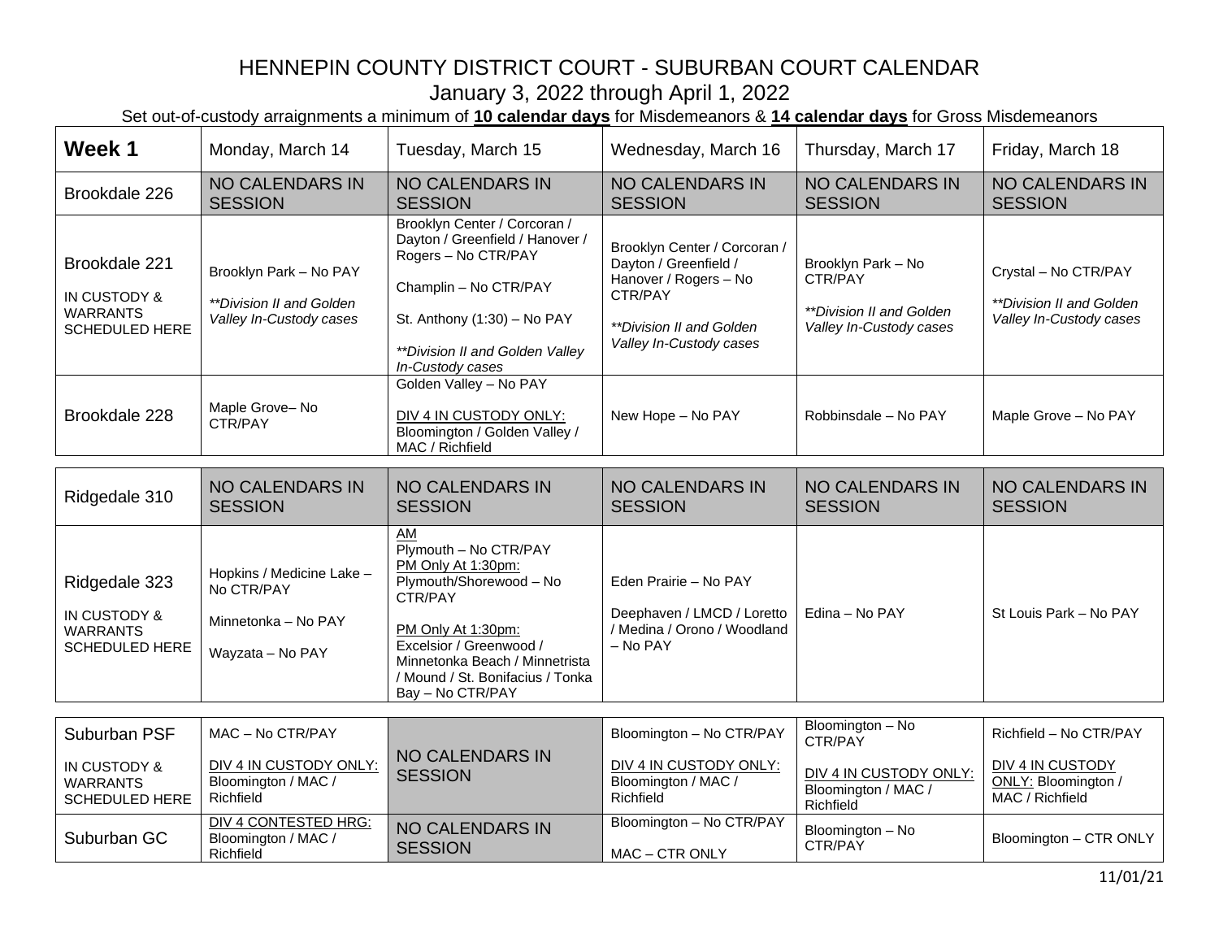# HENNEPIN COUNTY DISTRICT COURT - SUBURBAN COURT CALENDAR

January 3, 2022 through April 1, 2022

Set out-of-custody arraignments a minimum of **10 calendar days** for Misdemeanors & **14 calendar days** for Gross Misdemeanors

| **Week 1** | Monday, March 14 | Tuesday, March 15 | Wednesday, March 16 | Thursday, March 17 | Friday, March 18 |
|---|---|---|---|---|---|
| Brookdale 226 | NO CALENDARS IN SESSION | NO CALENDARS IN SESSION | NO CALENDARS IN SESSION | NO CALENDARS IN SESSION | NO CALENDARS IN SESSION |
| Brookdale 221<br>IN CUSTODY & WARRANTS SCHEDULED HERE | Brooklyn Park – No PAY<br>*\*\*Division II and Golden Valley In-Custody cases* | Brooklyn Center / Corcoran / Dayton / Greenfield / Hanover / Rogers – No CTR/PAY<br>Champlin – No CTR/PAY<br>St. Anthony (1:30) – No PAY<br>*\*\*Division II and Golden Valley In-Custody cases* | Brooklyn Center / Corcoran / Dayton / Greenfield / Hanover / Rogers – No CTR/PAY<br>*\*\*Division II and Golden Valley In-Custody cases* | Brooklyn Park – No CTR/PAY<br>*\*\*Division II and Golden Valley In-Custody cases* | Crystal – No CTR/PAY<br>*\*\*Division II and Golden Valley In-Custody cases* |
| Brookdale 228 | Maple Grove– No CTR/PAY | Golden Valley – No PAY<br>DIV 4 IN CUSTODY ONLY: Bloomington / Golden Valley / MAC / Richfield | New Hope – No PAY | Robbinsdale – No PAY | Maple Grove – No PAY |
| Ridgedale 310 | NO CALENDARS IN SESSION | NO CALENDARS IN SESSION | NO CALENDARS IN SESSION | NO CALENDARS IN SESSION | NO CALENDARS IN SESSION |
| Ridgedale 323<br>IN CUSTODY & WARRANTS SCHEDULED HERE | Hopkins / Medicine Lake – No CTR/PAY<br>Minnetonka – No PAY<br>Wayzata – No PAY | AM<br>Plymouth – No CTR/PAY<br>PM Only At 1:30pm:<br>Plymouth/Shorewood – No CTR/PAY<br>PM Only At 1:30pm:<br>Excelsior / Greenwood / Minnetonka Beach / Minnetrista / Mound / St. Bonifacius / Tonka Bay – No CTR/PAY | Eden Prairie – No PAY<br>Deephaven / LMCD / Loretto / Medina / Orono / Woodland – No PAY | Edina – No PAY | St Louis Park – No PAY |
| Suburban PSF<br>IN CUSTODY & WARRANTS SCHEDULED HERE | MAC – No CTR/PAY<br>DIV 4 IN CUSTODY ONLY: Bloomington / MAC / Richfield | NO CALENDARS IN SESSION | Bloomington – No CTR/PAY<br>DIV 4 IN CUSTODY ONLY: Bloomington / MAC / Richfield | Bloomington – No CTR/PAY<br>DIV 4 IN CUSTODY ONLY: Bloomington / MAC / Richfield | Richfield – No CTR/PAY<br>DIV 4 IN CUSTODY ONLY: Bloomington / MAC / Richfield |
| Suburban GC | DIV 4 CONTESTED HRG: Bloomington / MAC / Richfield | NO CALENDARS IN SESSION | Bloomington – No CTR/PAY<br>MAC – CTR ONLY | Bloomington – No CTR/PAY | Bloomington – CTR ONLY |

11/01/21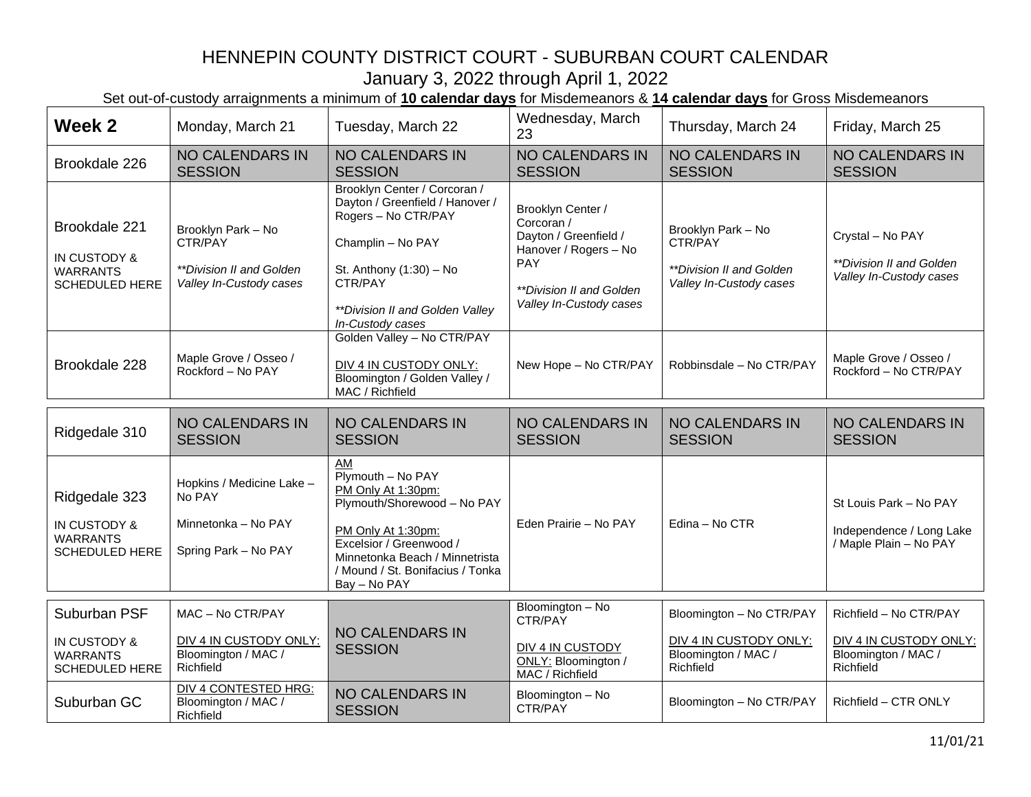# HENNEPIN COUNTY DISTRICT COURT - SUBURBAN COURT CALENDAR

## January 3, 2022 through April 1, 2022

Set out-of-custody arraignments a minimum of **10 calendar days** for Misdemeanors & **14 calendar days** for Gross Misdemeanors

| **Week 2** | Monday, March 21 | Tuesday, March 22 | Wednesday, March 23 | Thursday, March 24 | Friday, March 25 |
|---|---|---|---|---|---|
| Brookdale 226 | NO CALENDARS IN SESSION | NO CALENDARS IN SESSION | NO CALENDARS IN SESSION | NO CALENDARS IN SESSION | NO CALENDARS IN SESSION |
| Brookdale 221<br><br>IN CUSTODY & WARRANTS SCHEDULED HERE | Brooklyn Park – No CTR/PAY<br><br>*\*\*Division II and Golden Valley In-Custody cases* | Brooklyn Center / Corcoran / Dayton / Greenfield / Hanover / Rogers – No CTR/PAY<br><br>Champlin – No PAY<br><br>St. Anthony (1:30) – No CTR/PAY<br><br>*\*\*Division II and Golden Valley In-Custody cases* | Brooklyn Center / Corcoran / Dayton / Greenfield / Hanover / Rogers – No PAY<br><br>*\*\*Division II and Golden Valley In-Custody cases* | Brooklyn Park – No CTR/PAY<br><br>*\*\*Division II and Golden Valley In-Custody cases* | Crystal – No PAY<br><br>*\*\*Division II and Golden Valley In-Custody cases* |
| Brookdale 228 | Maple Grove / Osseo / Rockford – No PAY | Golden Valley – No CTR/PAY<br><br>DIV 4 IN CUSTODY ONLY: Bloomington / Golden Valley / MAC / Richfield | New Hope – No CTR/PAY | Robbinsdale – No CTR/PAY | Maple Grove / Osseo / Rockford – No CTR/PAY |
| Ridgedale 310 | NO CALENDARS IN SESSION | NO CALENDARS IN SESSION | NO CALENDARS IN SESSION | NO CALENDARS IN SESSION | NO CALENDARS IN SESSION |
| Ridgedale 323<br><br>IN CUSTODY & WARRANTS SCHEDULED HERE | Hopkins / Medicine Lake – No PAY<br><br>Minnetonka – No PAY<br><br>Spring Park – No PAY | AM<br>Plymouth – No PAY<br>PM Only At 1:30pm:<br>Plymouth/Shorewood – No PAY<br><br>PM Only At 1:30pm:<br>Excelsior / Greenwood / Minnetonka Beach / Minnetrista / Mound / St. Bonifacius / Tonka Bay – No PAY | Eden Prairie – No PAY | Edina – No CTR | St Louis Park – No PAY<br><br>Independence / Long Lake / Maple Plain – No PAY |
| Suburban PSF<br><br>IN CUSTODY & WARRANTS SCHEDULED HERE | MAC – No CTR/PAY<br><br>DIV 4 IN CUSTODY ONLY: Bloomington / MAC / Richfield | NO CALENDARS IN SESSION | Bloomington – No CTR/PAY<br><br>DIV 4 IN CUSTODY ONLY: Bloomington / MAC / Richfield | Bloomington – No CTR/PAY<br><br>DIV 4 IN CUSTODY ONLY: Bloomington / MAC / Richfield | Richfield – No CTR/PAY<br><br>DIV 4 IN CUSTODY ONLY: Bloomington / MAC / Richfield |
| Suburban GC | DIV 4 CONTESTED HRG: Bloomington / MAC / Richfield | NO CALENDARS IN SESSION | Bloomington – No CTR/PAY | Bloomington – No CTR/PAY | Richfield – CTR ONLY |

11/01/21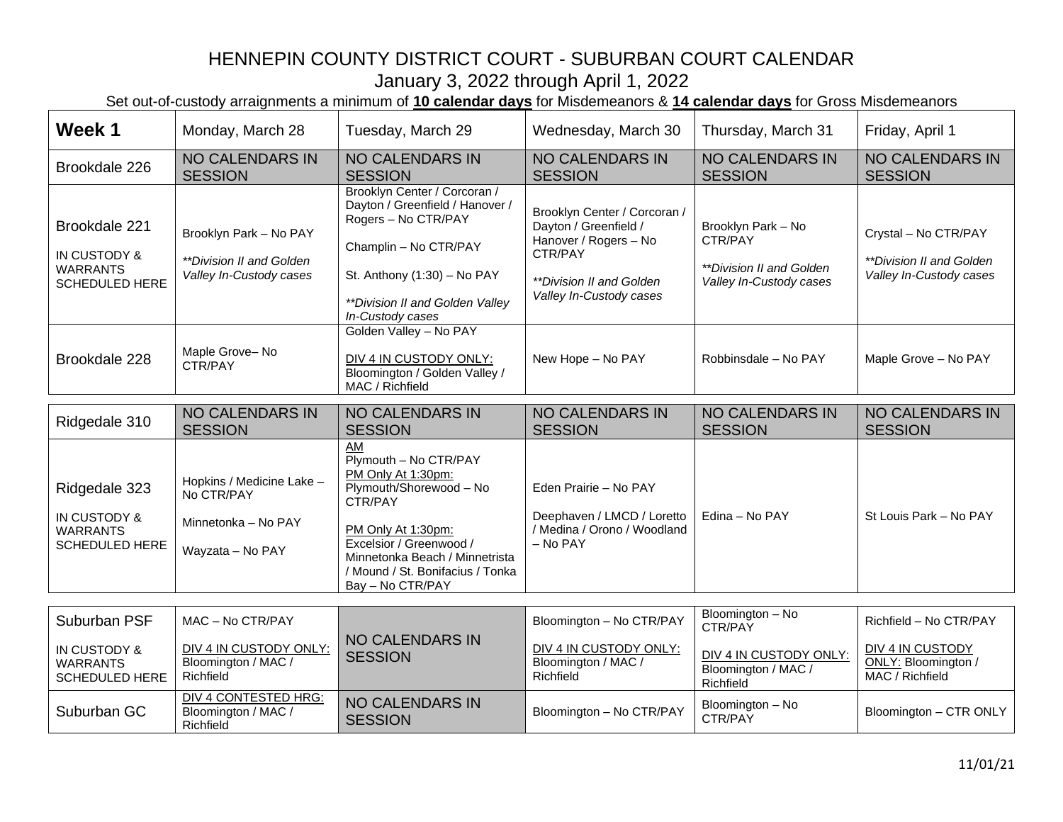# HENNEPIN COUNTY DISTRICT COURT - SUBURBAN COURT CALENDAR

January 3, 2022 through April 1, 2022

Set out-of-custody arraignments a minimum of **10 calendar days** for Misdemeanors & **14 calendar days** for Gross Misdemeanors

| **Week 1** | Monday, March 28 | Tuesday, March 29 | Wednesday, March 30 | Thursday, March 31 | Friday, April 1 |
|---|---|---|---|---|---|
| Brookdale 226 | NO CALENDARS IN SESSION | NO CALENDARS IN SESSION | NO CALENDARS IN SESSION | NO CALENDARS IN SESSION | NO CALENDARS IN SESSION |
| Brookdale 221<br>IN CUSTODY & WARRANTS SCHEDULED HERE | Brooklyn Park – No PAY<br>*\*\*Division II and Golden Valley In-Custody cases* | Brooklyn Center / Corcoran / Dayton / Greenfield / Hanover / Rogers – No CTR/PAY<br>Champlin – No CTR/PAY<br>St. Anthony (1:30) – No PAY<br>*\*\*Division II and Golden Valley In-Custody cases* | Brooklyn Center / Corcoran / Dayton / Greenfield / Hanover / Rogers – No CTR/PAY<br>*\*\*Division II and Golden Valley In-Custody cases* | Brooklyn Park – No CTR/PAY<br>*\*\*Division II and Golden Valley In-Custody cases* | Crystal – No CTR/PAY<br>*\*\*Division II and Golden Valley In-Custody cases* |
| Brookdale 228 | Maple Grove– No CTR/PAY | Golden Valley – No PAY<br>DIV 4 IN CUSTODY ONLY: Bloomington / Golden Valley / MAC / Richfield | New Hope – No PAY | Robbinsdale – No PAY | Maple Grove – No PAY |
| Ridgedale 310 | NO CALENDARS IN SESSION | NO CALENDARS IN SESSION | NO CALENDARS IN SESSION | NO CALENDARS IN SESSION | NO CALENDARS IN SESSION |
| Ridgedale 323<br>IN CUSTODY & WARRANTS SCHEDULED HERE | Hopkins / Medicine Lake – No CTR/PAY<br>Minnetonka – No PAY<br>Wayzata – No PAY | AM<br>Plymouth – No CTR/PAY<br>PM Only At 1:30pm:<br>Plymouth/Shorewood – No CTR/PAY<br>PM Only At 1:30pm:<br>Excelsior / Greenwood / Minnetonka Beach / Minnetrista / Mound / St. Bonifacius / Tonka Bay – No CTR/PAY | Eden Prairie – No PAY<br>Deephaven / LMCD / Loretto / Medina / Orono / Woodland – No PAY | Edina – No PAY | St Louis Park – No PAY |
| Suburban PSF<br>IN CUSTODY & WARRANTS SCHEDULED HERE | MAC – No CTR/PAY<br>DIV 4 IN CUSTODY ONLY: Bloomington / MAC / Richfield | NO CALENDARS IN SESSION | Bloomington – No CTR/PAY<br>DIV 4 IN CUSTODY ONLY: Bloomington / MAC / Richfield | Bloomington – No CTR/PAY<br>DIV 4 IN CUSTODY ONLY: Bloomington / MAC / Richfield | Richfield – No CTR/PAY<br>DIV 4 IN CUSTODY ONLY: Bloomington / MAC / Richfield |
| Suburban GC | DIV 4 CONTESTED HRG: Bloomington / MAC / Richfield | NO CALENDARS IN SESSION | Bloomington – No CTR/PAY | Bloomington – No CTR/PAY | Bloomington – CTR ONLY |

11/01/21